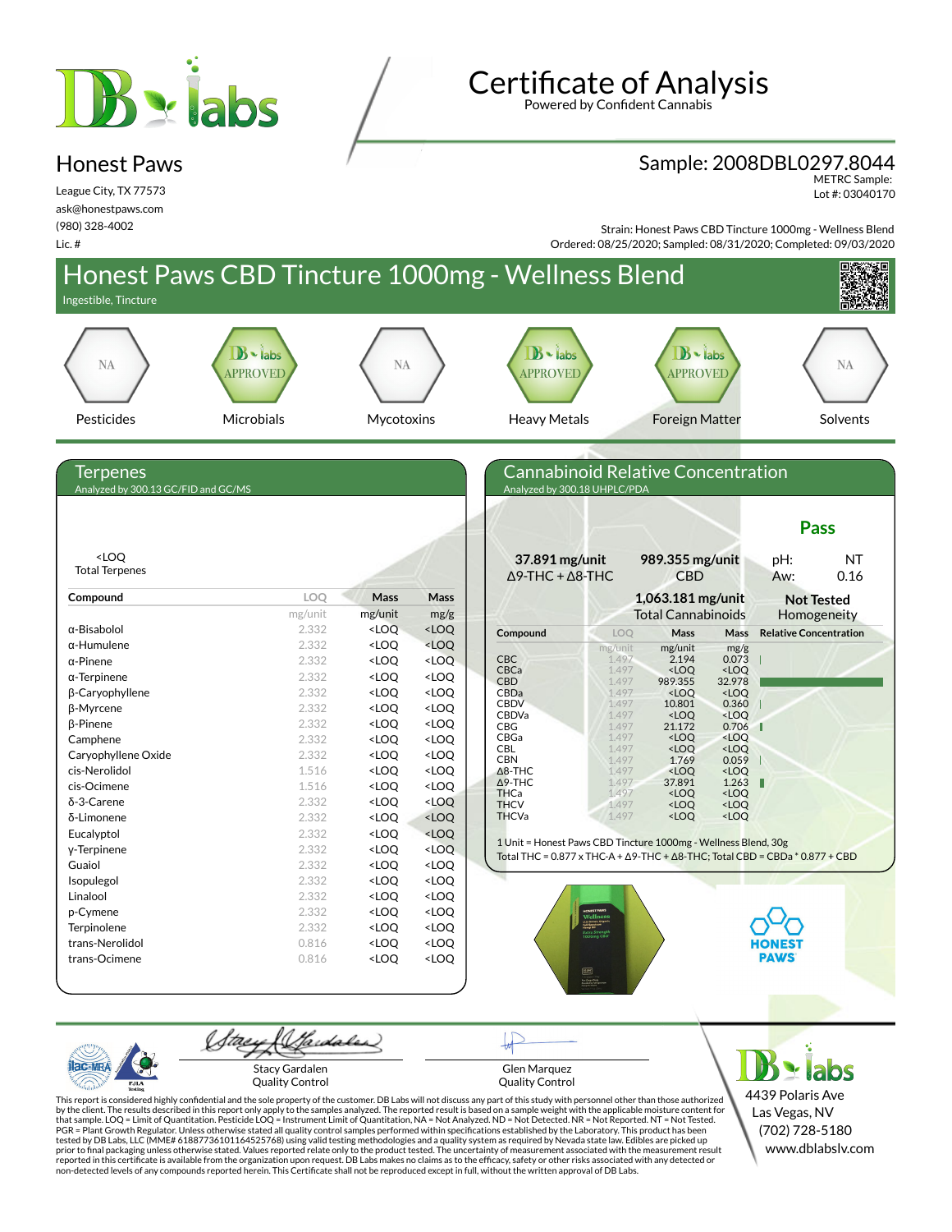# Certificate of Analysis

Powered by Confident Cannabis

## Honest Paws

League City, TX 77573
ask@honestpaws.com
(980) 328-4002
Lic. #

**Sample: 2008DBL0297.8044**
METRC Sample:
Lot #: 03040170

Strain: Honest Paws CBD Tincture 1000mg - Wellness Blend
Ordered: 08/25/2020; Sampled: 08/31/2020; Completed: 09/03/2020

# Honest Paws CBD Tincture 1000mg - Wellness Blend

Ingestible, Tincture

| Pesticides | Microbials | Mycotoxins | Heavy Metals | Foreign Matter | Solvents |
|---|---|---|---|---|---|
| NA | APPROVED | NA | APPROVED | APPROVED | NA |

## Terpenes

Analyzed by 300.13 GC/FID and GC/MS

<LOQ
Total Terpenes

| Compound | LOQ | Mass | Mass |
|---|---|---|---|
| | mg/unit | mg/unit | mg/g |
| α-Bisabolol | 2.332 | <LOQ | <LOQ |
| α-Humulene | 2.332 | <LOQ | <LOQ |
| α-Pinene | 2.332 | <LOQ | <LOQ |
| α-Terpinene | 2.332 | <LOQ | <LOQ |
| β-Caryophyllene | 2.332 | <LOQ | <LOQ |
| β-Myrcene | 2.332 | <LOQ | <LOQ |
| β-Pinene | 2.332 | <LOQ | <LOQ |
| Camphene | 2.332 | <LOQ | <LOQ |
| Caryophyllene Oxide | 2.332 | <LOQ | <LOQ |
| cis-Nerolidol | 1.516 | <LOQ | <LOQ |
| cis-Ocimene | 1.516 | <LOQ | <LOQ |
| δ-3-Carene | 2.332 | <LOQ | <LOQ |
| δ-Limonene | 2.332 | <LOQ | <LOQ |
| Eucalyptol | 2.332 | <LOQ | <LOQ |
| γ-Terpinene | 2.332 | <LOQ | <LOQ |
| Guaiol | 2.332 | <LOQ | <LOQ |
| Isopulegol | 2.332 | <LOQ | <LOQ |
| Linalool | 2.332 | <LOQ | <LOQ |
| p-Cymene | 2.332 | <LOQ | <LOQ |
| Terpinolene | 2.332 | <LOQ | <LOQ |
| trans-Nerolidol | 0.816 | <LOQ | <LOQ |
| trans-Ocimene | 0.816 | <LOQ | <LOQ |

## Cannabinoid Relative Concentration

Analyzed by 300.18 UHPLC/PDA

**Pass**

**37.891 mg/unit**
Δ9-THC + Δ8-THC

**989.355 mg/unit**
CBD

pH: NT
Aw: 0.16

**1,063.181 mg/unit**
Total Cannabinoids

**Not Tested**
Homogeneity

| Compound | LOQ | Mass | Mass | Relative Concentration |
|---|---|---|---|---|
| | mg/unit | mg/unit | mg/g | |
| CBC | 1.497 | 2.194 | 0.073 | |
| CBCa | 1.497 | <LOQ | <LOQ | |
| CBD | 1.497 | 989.355 | 32.978 | |
| CBDa | 1.497 | <LOQ | <LOQ | |
| CBDV | 1.497 | 10.801 | 0.360 | |
| CBDVa | 1.497 | <LOQ | <LOQ | |
| CBG | 1.497 | 21.172 | 0.706 | |
| CBGa | 1.497 | <LOQ | <LOQ | |
| CBL | 1.497 | <LOQ | <LOQ | |
| CBN | 1.497 | 1.769 | 0.059 | |
| Δ8-THC | 1.497 | <LOQ | <LOQ | |
| Δ9-THC | 1.497 | 37.891 | 1.263 | |
| THCa | 1.497 | <LOQ | <LOQ | |
| THCV | 1.497 | <LOQ | <LOQ | |
| THCVa | 1.497 | <LOQ | <LOQ | |

1 Unit = Honest Paws CBD Tincture 1000mg - Wellness Blend, 30g
Total THC = 0.877 x THC-A + Δ9-THC + Δ8-THC; Total CBD = CBDa * 0.877 + CBD

Stacy Gardalen
Quality Control

Glen Marquez
Quality Control

4439 Polaris Ave
Las Vegas, NV
(702) 728-5180
www.dblabslv.com

This report is considered highly confidential and the sole property of the customer. DB Labs will not discuss any part of this study with personnel other than those authorized by the client. The results described in this report only apply to the samples analyzed. The reported result is based on a sample weight with the applicable moisture content for that sample. LOQ = Limit of Quantitation. Pesticide LOQ = Instrument Limit of Quantitation, NA = Not Analyzed. ND = Not Detected. NR = Not Reported. NT = Not Tested. PGR = Plant Growth Regulator. Unless otherwise stated all quality control samples performed within specifications established by the Laboratory. This product has been tested by DB Labs, LLC (MME# 61887736101164525768) using valid testing methodologies and a quality system as required by Nevada state law. Edibles are picked up prior to final packaging unless otherwise stated. Values reported relate only to the product tested. The uncertainty of measurement associated with the measurement result reported in this certificate is available from the organization upon request. DB Labs makes no claims as to the efficacy, safety or other risks associated with any detected or non-detected levels of any compounds reported herein. This Certificate shall not be reproduced except in full, without the written approval of DB Labs.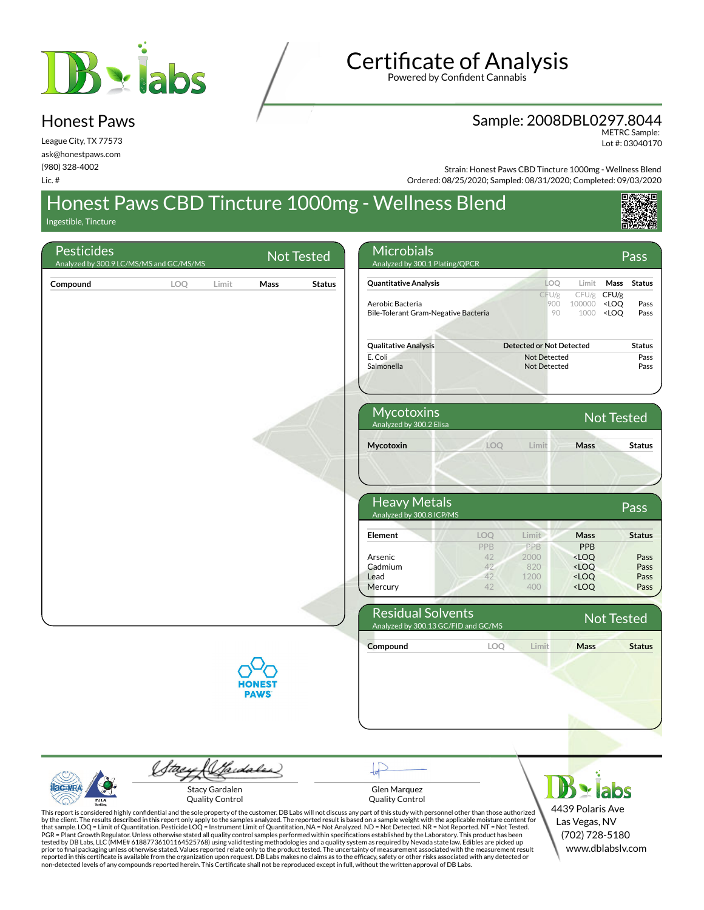# Certificate of Analysis

Powered by Confident Cannabis

## Honest Paws

League City, TX 77573
ask@honestpaws.com
(980) 328-4002
Lic. #

**Sample: 2008DBL0297.8044**
METRC Sample:
Lot #: 03040170

Strain: Honest Paws CBD Tincture 1000mg - Wellness Blend
Ordered: 08/25/2020; Sampled: 08/31/2020; Completed: 09/03/2020

# Honest Paws CBD Tincture 1000mg - Wellness Blend

Ingestible, Tincture

## Pesticides — Not Tested

Analyzed by 300.9 LC/MS/MS and GC/MS/MS

| Compound | LOQ | Limit | Mass | Status |
|---|---|---|---|---|

## Microbials — Pass

Analyzed by 300.1 Plating/QPCR

| Quantitative Analysis | LOQ | Limit | Mass | Status |
|---|---|---|---|---|
| | CFU/g | CFU/g | CFU/g | |
| Aerobic Bacteria | 900 | 100000 | <LOQ | Pass |
| Bile-Tolerant Gram-Negative Bacteria | 90 | 1000 | <LOQ | Pass |

| Qualitative Analysis | Detected or Not Detected | Status |
|---|---|---|
| E. Coli | Not Detected | Pass |
| Salmonella | Not Detected | Pass |

## Mycotoxins — Not Tested

Analyzed by 300.2 Elisa

| Mycotoxin | LOQ | Limit | Mass | Status |
|---|---|---|---|---|

## Heavy Metals — Pass

Analyzed by 300.8 ICP/MS

| Element | LOQ | Limit | Mass | Status |
|---|---|---|---|---|
| | PPB | PPB | PPB | |
| Arsenic | 42 | 2000 | <LOQ | Pass |
| Cadmium | 42 | 820 | <LOQ | Pass |
| Lead | 42 | 1200 | <LOQ | Pass |
| Mercury | 42 | 400 | <LOQ | Pass |

## Residual Solvents — Not Tested

Analyzed by 300.13 GC/FID and GC/MS

| Compound | LOQ | Limit | Mass | Status |
|---|---|---|---|---|

HONEST PAWS

Stacy Gardalen
Quality Control

Glen Marquez
Quality Control

DB labs
4439 Polaris Ave
Las Vegas, NV
(702) 728-5180
www.dblabslv.com

This report is considered highly confidential and the sole property of the customer. DB Labs will not discuss any part of this study with personnel other than those authorized by the client. The results described in this report only apply to the samples analyzed. The reported result is based on a sample weight with the applicable moisture content for that sample. LOQ = Limit of Quantitation. Pesticide LOQ = Instrument Limit of Quantitation, NA = Not Analyzed. ND = Not Detected. NR = Not Reported. NT = Not Tested. PGR = Plant Growth Regulator. Unless otherwise stated all quality control samples performed within specifications established by the Laboratory. This product has been tested by DB Labs, LLC (MME# 61887736101164525768) using valid testing methodologies and a quality system as required by Nevada state law. Edibles are picked up prior to final packaging unless otherwise stated. Values reported relate only to the product tested. The uncertainty of measurement associated with the measurement result reported in this certificate is available from the organization upon request. DB Labs makes no claims as to the efficacy, safety or other risks associated with any detected or non-detected levels of any compounds reported herein. This Certificate shall not be reproduced except in full, without the written approval of DB Labs.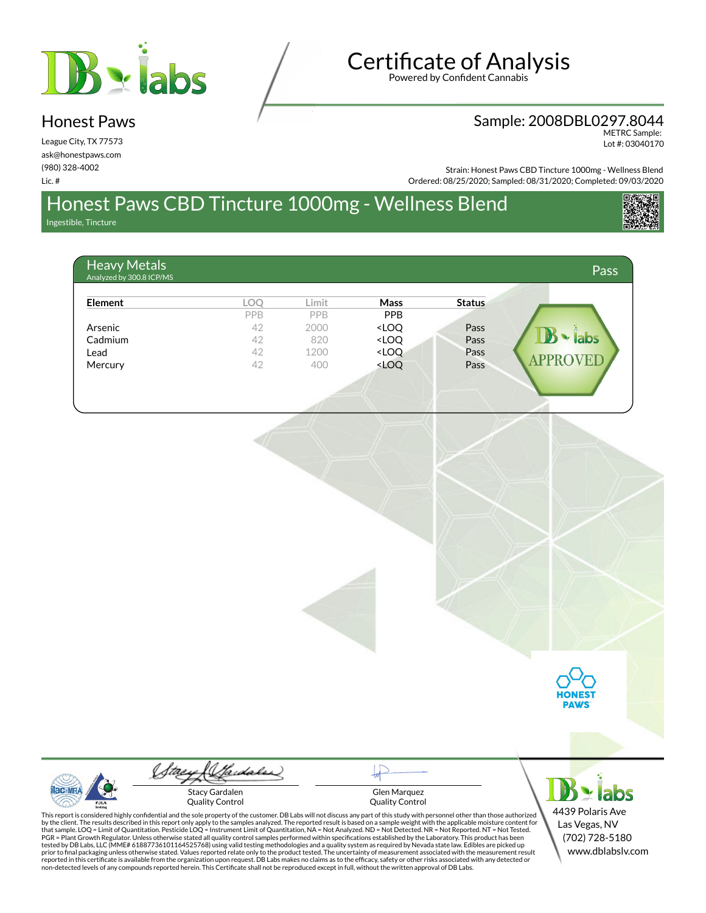# Certificate of Analysis

Powered by Confident Cannabis

## Honest Paws

League City, TX 77573
ask@honestpaws.com
(980) 328-4002
Lic. #

**Sample: 2008DBL0297.8044**
METRC Sample:
Lot #: 03040170

Strain: Honest Paws CBD Tincture 1000mg - Wellness Blend
Ordered: 08/25/2020; Sampled: 08/31/2020; Completed: 09/03/2020

## Honest Paws CBD Tincture 1000mg - Wellness Blend

Ingestible, Tincture

### Heavy Metals

Analyzed by 300.8 ICP/MS

**Pass**

| Element | LOQ | Limit | Mass | Status |
|---|---|---|---|---|
| | PPB | PPB | PPB | |
| Arsenic | 42 | 2000 | <LOQ | Pass |
| Cadmium | 42 | 820 | <LOQ | Pass |
| Lead | 42 | 1200 | <LOQ | Pass |
| Mercury | 42 | 400 | <LOQ | Pass |

DB labs APPROVED

HONEST PAWS

Stacy Gardalen
Quality Control

Glen Marquez
Quality Control

DB labs
4439 Polaris Ave
Las Vegas, NV
(702) 728-5180
www.dblabslv.com

This report is considered highly confidential and the sole property of the customer. DB Labs will not discuss any part of this study with personnel other than those authorized by the client. The results described in this report only apply to the samples analyzed. The reported result is based on a sample weight with the applicable moisture content for that sample. LOQ = Limit of Quantitation. Pesticide LOQ = Instrument Limit of Quantitation, NA = Not Analyzed. ND = Not Detected. NR = Not Reported. NT = Not Tested. PGR = Plant Growth Regulator. Unless otherwise stated all quality control samples performed within specifications established by the Laboratory. This product has been tested by DB Labs, LLC (MME# 61887736101164525768) using valid testing methodologies and a quality system as required by Nevada state law. Edibles are picked up prior to final packaging unless otherwise stated. Values reported relate only to the product tested. The uncertainty of measurement associated with the measurement result reported in this certificate is available from the organization upon request. DB Labs makes no claims as to the efficacy, safety or other risks associated with any detected or non-detected levels of any compounds reported herein. This Certificate shall not be reproduced except in full, without the written approval of DB Labs.